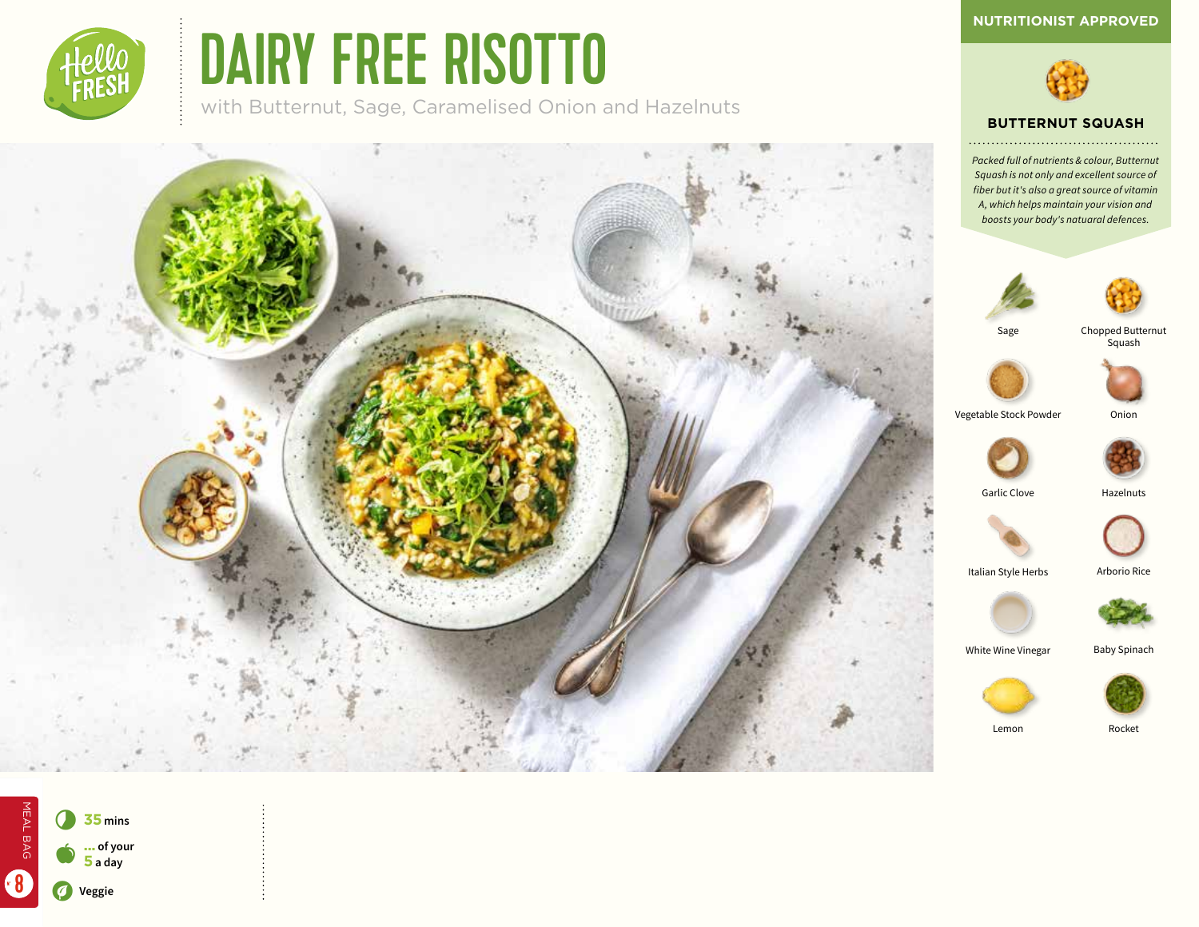# DAIRY FREE RISOTTO

with Butternut, Sage, Caramelised Onion and Hazelnuts

## NUTRITIONIST APPROVED

### BUTTERNUT SQUASH

*Packed full of nutrients & colour, Butternut Squash is not only and excellent source of fiber but it's also a great source of vitamin A, which helps maintain your vision and boosts your body's natuaral defences.*

- Sage
- Chopped Butternut Squash
- Vegetable Stock Powder
- Onion
- Garlic Clove
- Hazelnuts
- Italian Style Herbs
- Arborio Rice
- White Wine Vinegar
- Baby Spinach
- Lemon
- Rocket

**35** mins

**...** of your **5** a day

Veggie

MEAL BAG 8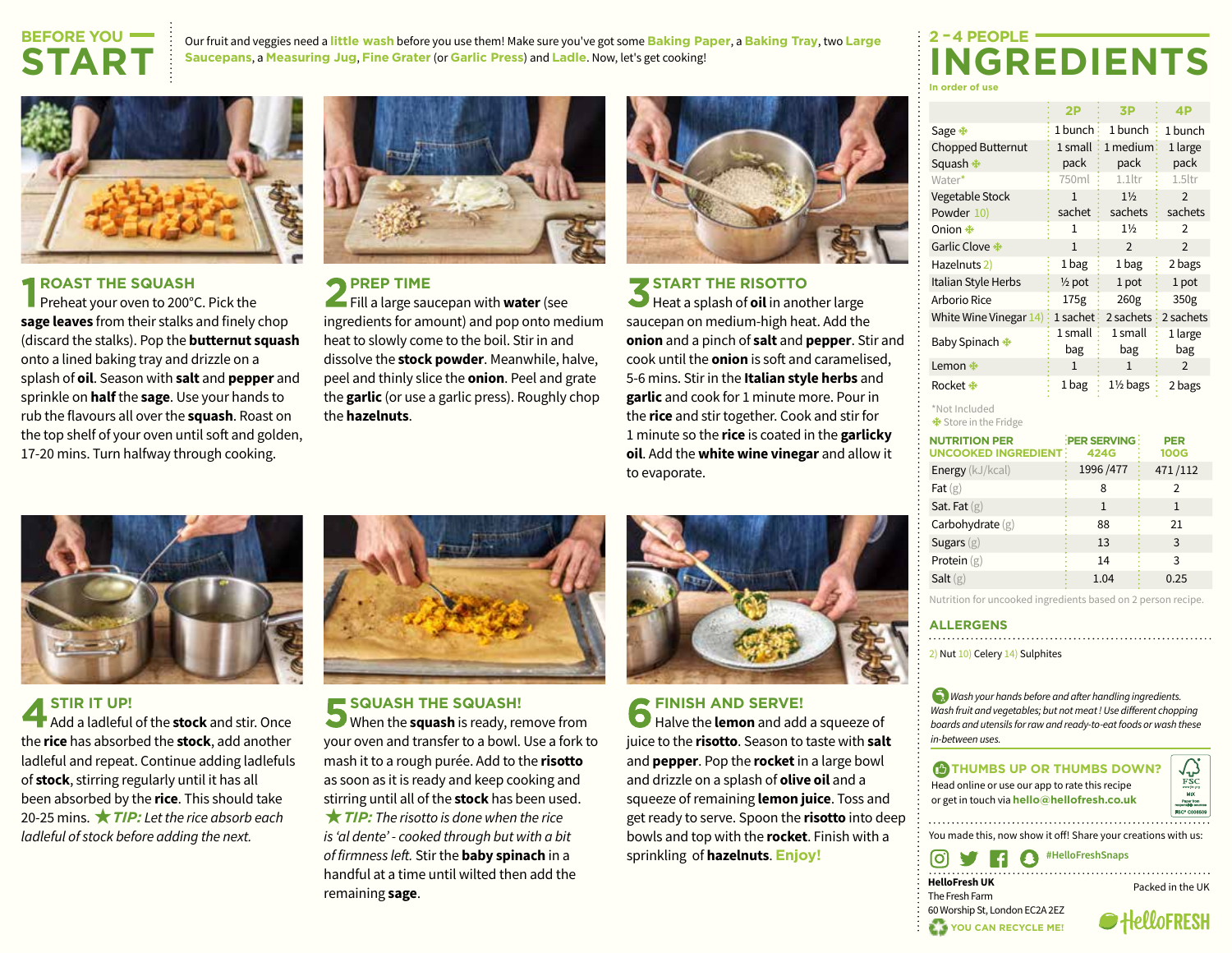# BEFORE YOU START

Our fruit and veggies need a **little wash** before you use them! Make sure you've got some **Baking Paper**, a **Baking Tray**, two **Large Saucepans**, a **Measuring Jug**, **Fine Grater** (or **Garlic Press**) and **Ladle**. Now, let's get cooking!

## 1 ROAST THE SQUASH

Preheat your oven to 200°C. Pick the **sage leaves** from their stalks and finely chop (discard the stalks). Pop the **butternut squash** onto a lined baking tray and drizzle on a splash of **oil**. Season with **salt** and **pepper** and sprinkle on **half** the **sage**. Use your hands to rub the flavours all over the **squash**. Roast on the top shelf of your oven until soft and golden, 17-20 mins. Turn halfway through cooking.

## 2 PREP TIME

Fill a large saucepan with **water** (see ingredients for amount) and pop onto medium heat to slowly come to the boil. Stir in and dissolve the **stock powder**. Meanwhile, halve, peel and thinly slice the **onion**. Peel and grate the **garlic** (or use a garlic press). Roughly chop the **hazelnuts**.

## 3 START THE RISOTTO

Heat a splash of **oil** in another large saucepan on medium-high heat. Add the **onion** and a pinch of **salt** and **pepper**. Stir and cook until the **onion** is soft and caramelised, 5-6 mins. Stir in the **Italian style herbs** and **garlic** and cook for 1 minute more. Pour in the **rice** and stir together. Cook and stir for 1 minute so the **rice** is coated in the **garlicky oil**. Add the **white wine vinegar** and allow it to evaporate.

## 4 STIR IT UP!

Add a ladleful of the **stock** and stir. Once the **rice** has absorbed the **stock**, add another ladleful and repeat. Continue adding ladlefuls of **stock**, stirring regularly until it has all been absorbed by the **rice**. This should take 20-25 mins. ★ ***TIP:*** *Let the rice absorb each ladleful of stock before adding the next.*

## 5 SQUASH THE SQUASH!

When the **squash** is ready, remove from your oven and transfer to a bowl. Use a fork to mash it to a rough purée. Add to the **risotto** as soon as it is ready and keep cooking and stirring until all of the **stock** has been used. ★ ***TIP:*** *The risotto is done when the rice is 'al dente' - cooked through but with a bit of firmness left.* Stir the **baby spinach** in a handful at a time until wilted then add the remaining **sage**.

## 6 FINISH AND SERVE!

Halve the **lemon** and add a squeeze of juice to the **risotto**. Season to taste with **salt** and **pepper**. Pop the **rocket** in a large bowl and drizzle on a splash of **olive oil** and a squeeze of remaining **lemon juice**. Toss and get ready to serve. Spoon the **risotto** into deep bowls and top with the **rocket**. Finish with a sprinkling of **hazelnuts**. **Enjoy!**

# 2 - 4 PEOPLE INGREDIENTS

In order of use

| | 2P | 3P | 4P |
|---|---|---|---|
| Sage ❄ | 1 bunch | 1 bunch | 1 bunch |
| Chopped Butternut Squash ❄ | 1 small pack | 1 medium pack | 1 large pack |
| Water* | 750ml | 1.1ltr | 1.5ltr |
| Vegetable Stock Powder 10) | 1 sachet | 1½ sachets | 2 sachets |
| Onion ❄ | 1 | 1½ | 2 |
| Garlic Clove ❄ | 1 | 2 | 2 |
| Hazelnuts 2) | 1 bag | 1 bag | 2 bags |
| Italian Style Herbs | ½ pot | 1 pot | 1 pot |
| Arborio Rice | 175g | 260g | 350g |
| White Wine Vinegar 14) | 1 sachet | 2 sachets | 2 sachets |
| Baby Spinach ❄ | 1 small bag | 1 small bag | 1 large bag |
| Lemon ❄ | 1 | 1 | 2 |
| Rocket ❄ | 1 bag | 1½ bags | 2 bags |

*Not Included
❄ Store in the Fridge

| NUTRITION PER UNCOOKED INGREDIENT | PER SERVING 424G | PER 100G |
|---|---|---|
| Energy (kJ/kcal) | 1996 /477 | 471 /112 |
| Fat (g) | 8 | 2 |
| Sat. Fat (g) | 1 | 1 |
| Carbohydrate (g) | 88 | 21 |
| Sugars (g) | 13 | 3 |
| Protein (g) | 14 | 3 |
| Salt (g) | 1.04 | 0.25 |

Nutrition for uncooked ingredients based on 2 person recipe.

## ALLERGENS

2) Nut 10) Celery 14) Sulphites

*Wash your hands before and after handling ingredients. Wash fruit and vegetables; but not meat! Use different chopping boards and utensils for raw and ready-to-eat foods or wash these in-between uses.*

## THUMBS UP OR THUMBS DOWN?

Head online or use our app to rate this recipe or get in touch via **hello@hellofresh.co.uk**

You made this, now show it off! Share your creations with us:

#HelloFreshSnaps

**HelloFresh UK**
The Fresh Farm
60 Worship St, London EC2A 2EZ

Packed in the UK

YOU CAN RECYCLE ME!

HelloFRESH